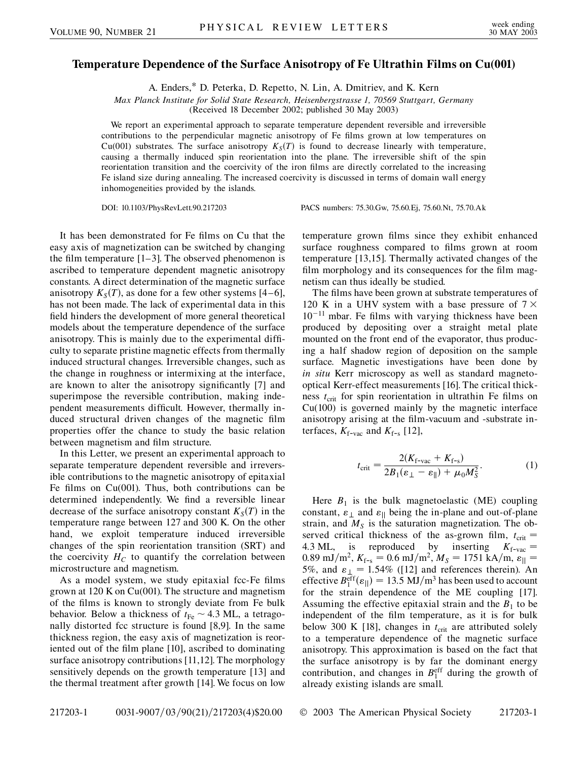# Temperature Dependence of the Surface Anisotropy of Fe Ultrathin Films on Cu(001)

A. Enders,* D. Peterka, D. Repetto, N. Lin, A. Dmitriev, and K. Kern

*Max Planck Institute for Solid State Research, Heisenbergstrasse 1, 70569 Stuttgart, Germany*
(Received 18 December 2002; published 30 May 2003)

We report an experimental approach to separate temperature dependent reversible and irreversible contributions to the perpendicular magnetic anisotropy of Fe films grown at low temperatures on Cu(001) substrates. The surface anisotropy $K_S(T)$ is found to decrease linearly with temperature, causing a thermally induced spin reorientation into the plane. The irreversible shift of the spin reorientation transition and the coercivity of the iron films are directly correlated to the increasing Fe island size during annealing. The increased coercivity is discussed in terms of domain wall energy inhomogeneities provided by the islands.

DOI: 10.1103/PhysRevLett.90.217203 PACS numbers: 75.30.Gw, 75.60.Ej, 75.60.Nt, 75.70.Ak

It has been demonstrated for Fe films on Cu that the easy axis of magnetization can be switched by changing the film temperature [1–3]. The observed phenomenon is ascribed to temperature dependent magnetic anisotropy constants. A direct determination of the magnetic surface anisotropy $K_S(T)$, as done for a few other systems [4–6], has not been made. The lack of experimental data in this field hinders the development of more general theoretical models about the temperature dependence of the surface anisotropy. This is mainly due to the experimental difficulty to separate pristine magnetic effects from thermally induced structural changes. Irreversible changes, such as the change in roughness or intermixing at the interface, are known to alter the anisotropy significantly [7] and superimpose the reversible contribution, making independent measurements difficult. However, thermally induced structural driven changes of the magnetic film properties offer the chance to study the basic relation between magnetism and film structure.

In this Letter, we present an experimental approach to separate temperature dependent reversible and irreversible contributions to the magnetic anisotropy of epitaxial Fe films on Cu(001). Thus, both contributions can be determined independently. We find a reversible linear decrease of the surface anisotropy constant $K_S(T)$ in the temperature range between 127 and 300 K. On the other hand, we exploit temperature induced irreversible changes of the spin reorientation transition (SRT) and the coercivity $H_C$ to quantify the correlation between microstructure and magnetism.

As a model system, we study epitaxial fcc-Fe films grown at 120 K on Cu(001). The structure and magnetism of the films is known to strongly deviate from Fe bulk behavior. Below a thickness of $t_{\mathrm{Fe}} \sim 4.3$ ML, a tetragonally distorted fcc structure is found [8,9]. In the same thickness region, the easy axis of magnetization is reoriented out of the film plane [10], ascribed to dominating surface anisotropy contributions [11,12]. The morphology sensitively depends on the growth temperature [13] and the thermal treatment after growth [14]. We focus on low temperature grown films since they exhibit enhanced surface roughness compared to films grown at room temperature [13,15]. Thermally activated changes of the film morphology and its consequences for the film magnetism can thus ideally be studied.

The films have been grown at substrate temperatures of 120 K in a UHV system with a base pressure of $7 \times 10^{-11}$ mbar. Fe films with varying thickness have been produced by depositing over a straight metal plate mounted on the front end of the evaporator, thus producing a half shadow region of deposition on the sample surface. Magnetic investigations have been done by *in situ* Kerr microscopy as well as standard magneto-optical Kerr-effect measurements [16]. The critical thickness $t_{\mathrm{crit}}$ for spin reorientation in ultrathin Fe films on Cu(100) is governed mainly by the magnetic interface anisotropy arising at the film-vacuum and -substrate interfaces, $K_{\mathrm{f\text{-}vac}}$ and $K_{\mathrm{f\text{-}s}}$ [12],

$$t_{\mathrm{crit}} = \frac{2(K_{\mathrm{f\text{-}vac}} + K_{\mathrm{f\text{-}s}})}{2B_1(\varepsilon_\perp - \varepsilon_\parallel) + \mu_0 M_S^2}. \tag{1}$$

Here $B_1$ is the bulk magnetoelastic (ME) coupling constant, $\varepsilon_\perp$ and $\varepsilon_\parallel$ being the in-plane and out-of-plane strain, and $M_S$ is the saturation magnetization. The observed critical thickness of the as-grown film, $t_{\mathrm{crit}} = 4.3$ ML, is reproduced by inserting $K_{\mathrm{f\text{-}vac}} = 0.89$ mJ/m$^2$, $K_{\mathrm{f\text{-}s}} = 0.6$ mJ/m$^2$, $M_S = 1751$ kA/m, $\varepsilon_\parallel = 5\%$, and $\varepsilon_\perp = 1.54\%$ ([12] and references therein). An effective $B_1^{\mathrm{eff}}(\varepsilon_\parallel) = 13.5$ MJ/m$^3$ has been used to account for the strain dependence of the ME coupling [17]. Assuming the effective epitaxial strain and the $B_1$ to be independent of the film temperature, as it is for bulk below 300 K [18], changes in $t_{\mathrm{crit}}$ are attributed solely to a temperature dependence of the magnetic surface anisotropy. This approximation is based on the fact that the surface anisotropy is by far the dominant energy contribution, and changes in $B_1^{\mathrm{eff}}$ during the growth of already existing islands are small.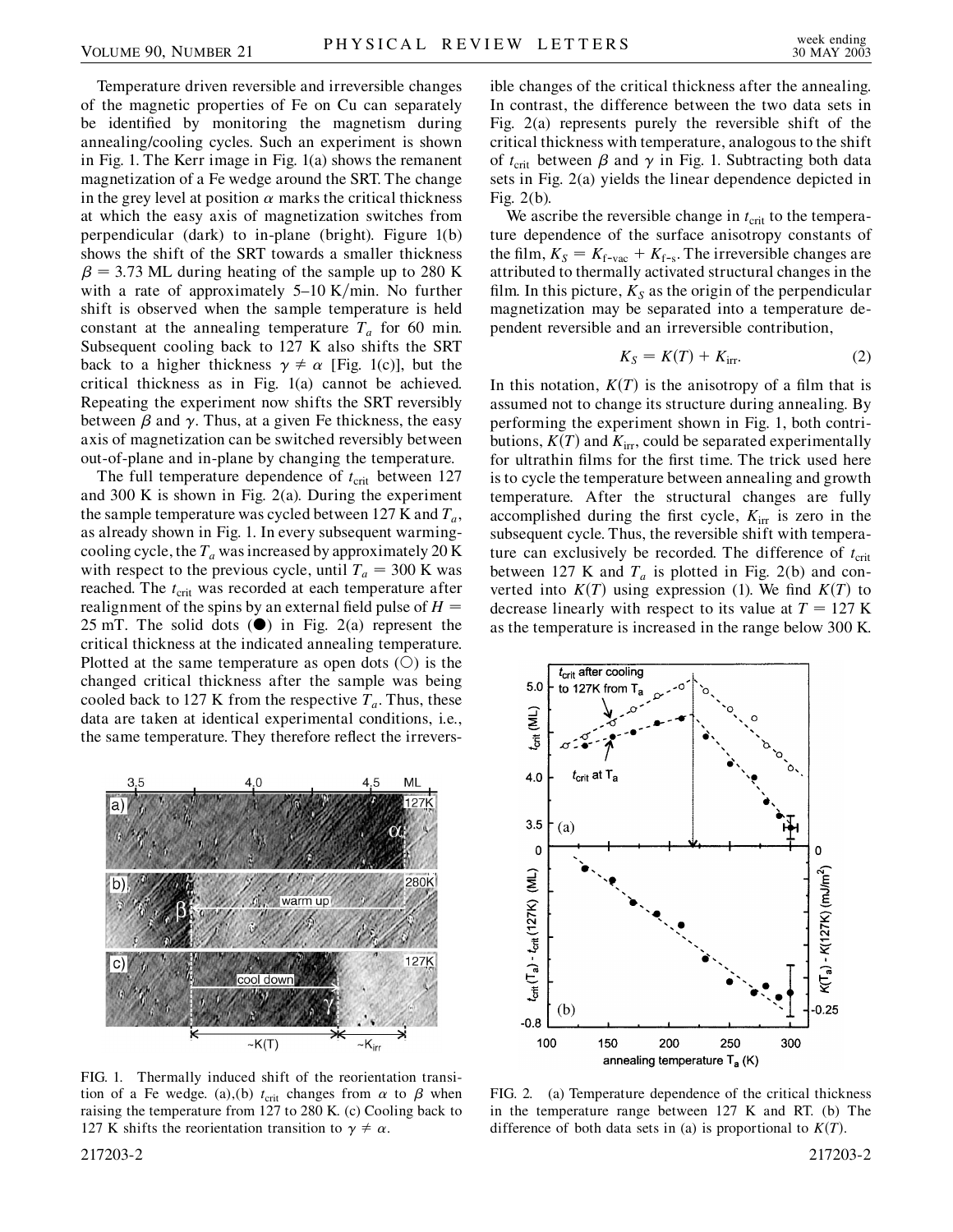Temperature driven reversible and irreversible changes of the magnetic properties of Fe on Cu can separately be identified by monitoring the magnetism during annealing/cooling cycles. Such an experiment is shown in Fig. 1. The Kerr image in Fig. 1(a) shows the remanent magnetization of a Fe wedge around the SRT. The change in the grey level at position $\alpha$ marks the critical thickness at which the easy axis of magnetization switches from perpendicular (dark) to in-plane (bright). Figure 1(b) shows the shift of the SRT towards a smaller thickness $\beta = 3.73$ ML during heating of the sample up to 280 K with a rate of approximately 5–10 K/min. No further shift is observed when the sample temperature is held constant at the annealing temperature $T_a$ for 60 min. Subsequent cooling back to 127 K also shifts the SRT back to a higher thickness $\gamma \neq \alpha$ [Fig. 1(c)], but the critical thickness as in Fig. 1(a) cannot be achieved. Repeating the experiment now shifts the SRT reversibly between $\beta$ and $\gamma$. Thus, at a given Fe thickness, the easy axis of magnetization can be switched reversibly between out-of-plane and in-plane by changing the temperature.

The full temperature dependence of $t_{\text{crit}}$ between 127 and 300 K is shown in Fig. 2(a). During the experiment the sample temperature was cycled between 127 K and $T_a$, as already shown in Fig. 1. In every subsequent warming-cooling cycle, the $T_a$ was increased by approximately 20 K with respect to the previous cycle, until $T_a = 300$ K was reached. The $t_{\text{crit}}$ was recorded at each temperature after realignment of the spins by an external field pulse of $H = 25$ mT. The solid dots (●) in Fig. 2(a) represent the critical thickness at the indicated annealing temperature. Plotted at the same temperature as open dots (○) is the changed critical thickness after the sample was being cooled back to 127 K from the respective $T_a$. Thus, these data are taken at identical experimental conditions, i.e., the same temperature. They therefore reflect the irreversible changes of the critical thickness after the annealing. In contrast, the difference between the two data sets in Fig. 2(a) represents purely the reversible shift of the critical thickness with temperature, analogous to the shift of $t_{\text{crit}}$ between $\beta$ and $\gamma$ in Fig. 1. Subtracting both data sets in Fig. 2(a) yields the linear dependence depicted in Fig. 2(b).

We ascribe the reversible change in $t_{\text{crit}}$ to the temperature dependence of the surface anisotropy constants of the film, $K_S = K_{\text{f-vac}} + K_{\text{f-s}}$. The irreversible changes are attributed to thermally activated structural changes in the film. In this picture, $K_S$ as the origin of the perpendicular magnetization may be separated into a temperature dependent reversible and an irreversible contribution,

$$K_S = K(T) + K_{\text{irr}}. \tag{2}$$

In this notation, $K(T)$ is the anisotropy of a film that is assumed not to change its structure during annealing. By performing the experiment shown in Fig. 1, both contributions, $K(T)$ and $K_{\text{irr}}$, could be separated experimentally for ultrathin films for the first time. The trick used here is to cycle the temperature between annealing and growth temperature. After the structural changes are fully accomplished during the first cycle, $K_{\text{irr}}$ is zero in the subsequent cycle. Thus, the reversible shift with temperature can exclusively be recorded. The difference of $t_{\text{crit}}$ between 127 K and $T_a$ is plotted in Fig. 2(b) and converted into $K(T)$ using expression (1). We find $K(T)$ to decrease linearly with respect to its value at $T = 127$ K as the temperature is increased in the range below 300 K.

FIG. 1. Thermally induced shift of the reorientation transition of a Fe wedge. (a),(b) $t_{\text{crit}}$ changes from $\alpha$ to $\beta$ when raising the temperature from 127 to 280 K. (c) Cooling back to 127 K shifts the reorientation transition to $\gamma \neq \alpha$.

FIG. 2. (a) Temperature dependence of the critical thickness in the temperature range between 127 K and RT. (b) The difference of both data sets in (a) is proportional to $K(T)$.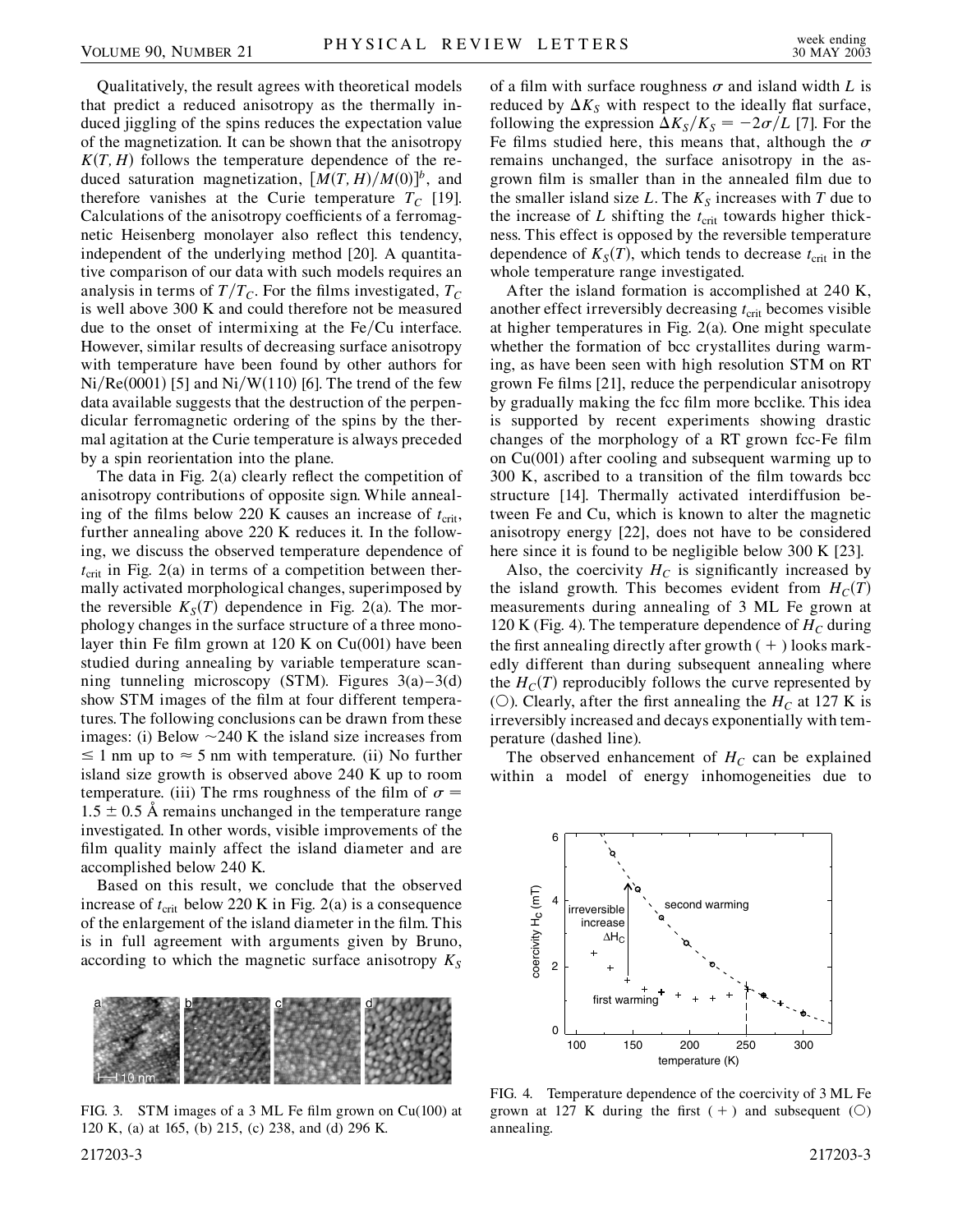Qualitatively, the result agrees with theoretical models that predict a reduced anisotropy as the thermally induced jiggling of the spins reduces the expectation value of the magnetization. It can be shown that the anisotropy $K(T, H)$ follows the temperature dependence of the reduced saturation magnetization, $[M(T, H)/M(0)]^b$, and therefore vanishes at the Curie temperature $T_C$ [19]. Calculations of the anisotropy coefficients of a ferromagnetic Heisenberg monolayer also reflect this tendency, independent of the underlying method [20]. A quantitative comparison of our data with such models requires an analysis in terms of $T/T_C$. For the films investigated, $T_C$ is well above 300 K and could therefore not be measured due to the onset of intermixing at the Fe/Cu interface. However, similar results of decreasing surface anisotropy with temperature have been found by other authors for Ni/Re(0001) [5] and Ni/W(110) [6]. The trend of the few data available suggests that the destruction of the perpendicular ferromagnetic ordering of the spins by the thermal agitation at the Curie temperature is always preceded by a spin reorientation into the plane.

The data in Fig. 2(a) clearly reflect the competition of anisotropy contributions of opposite sign. While annealing of the films below 220 K causes an increase of $t_{crit}$, further annealing above 220 K reduces it. In the following, we discuss the observed temperature dependence of $t_{crit}$ in Fig. 2(a) in terms of a competition between thermally activated morphological changes, superimposed by the reversible $K_S(T)$ dependence in Fig. 2(a). The morphology changes in the surface structure of a three monolayer thin Fe film grown at 120 K on Cu(001) have been studied during annealing by variable temperature scanning tunneling microscopy (STM). Figures 3(a)–3(d) show STM images of the film at four different temperatures. The following conclusions can be drawn from these images: (i) Below ~240 K the island size increases from $\leq 1$ nm up to $\approx 5$ nm with temperature. (ii) No further island size growth is observed above 240 K up to room temperature. (iii) The rms roughness of the film of $\sigma = 1.5 \pm 0.5$ Å remains unchanged in the temperature range investigated. In other words, visible improvements of the film quality mainly affect the island diameter and are accomplished below 240 K.

Based on this result, we conclude that the observed increase of $t_{crit}$ below 220 K in Fig. 2(a) is a consequence of the enlargement of the island diameter in the film. This is in full agreement with arguments given by Bruno, according to which the magnetic surface anisotropy $K_S$ of a film with surface roughness $\sigma$ and island width $L$ is reduced by $\Delta K_S$ with respect to the ideally flat surface, following the expression $\Delta K_S/K_S = -2\sigma/L$ [7]. For the Fe films studied here, this means that, although the $\sigma$ remains unchanged, the surface anisotropy in the as-grown film is smaller than in the annealed film due to the smaller island size $L$. The $K_S$ increases with $T$ due to the increase of $L$ shifting the $t_{crit}$ towards higher thickness. This effect is opposed by the reversible temperature dependence of $K_S(T)$, which tends to decrease $t_{crit}$ in the whole temperature range investigated.

After the island formation is accomplished at 240 K, another effect irreversibly decreasing $t_{crit}$ becomes visible at higher temperatures in Fig. 2(a). One might speculate whether the formation of bcc crystallites during warming, as have been seen with high resolution STM on RT grown Fe films [21], reduce the perpendicular anisotropy by gradually making the fcc film more bcclike. This idea is supported by recent experiments showing drastic changes of the morphology of a RT grown fcc-Fe film on Cu(001) after cooling and subsequent warming up to 300 K, ascribed to a transition of the film towards bcc structure [14]. Thermally activated interdiffusion between Fe and Cu, which is known to alter the magnetic anisotropy energy [22], does not have to be considered here since it is found to be negligible below 300 K [23].

Also, the coercivity $H_C$ is significantly increased by the island growth. This becomes evident from $H_C(T)$ measurements during annealing of 3 ML Fe grown at 120 K (Fig. 4). The temperature dependence of $H_C$ during the first annealing directly after growth (+) looks markedly different than during subsequent annealing where the $H_C(T)$ reproducibly follows the curve represented by (○). Clearly, after the first annealing the $H_C$ at 127 K is irreversibly increased and decays exponentially with temperature (dashed line).

The observed enhancement of $H_C$ can be explained within a model of energy inhomogeneities due to

FIG. 3. STM images of a 3 ML Fe film grown on Cu(100) at 120 K, (a) at 165, (b) 215, (c) 238, and (d) 296 K.

FIG. 4. Temperature dependence of the coercivity of 3 ML Fe grown at 127 K during the first (+) and subsequent (○) annealing.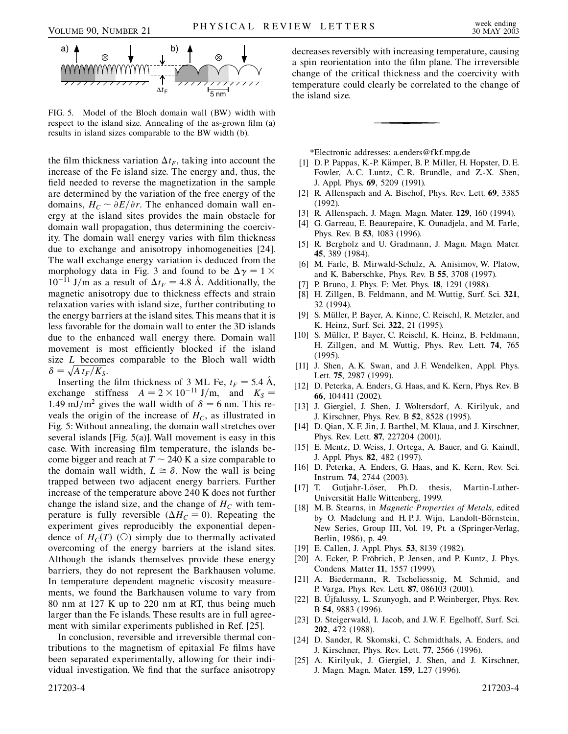a) b)

$\Delta t_F$

5 nm

FIG. 5. Model of the Bloch domain wall (BW) width with respect to the island size. Annealing of the as-grown film (a) results in island sizes comparable to the BW width (b).

the film thickness variation $\Delta t_F$, taking into account the increase of the Fe island size. The energy and, thus, the field needed to reverse the magnetization in the sample are determined by the variation of the free energy of the domains, $H_C \sim \partial E/\partial r$. The enhanced domain wall energy at the island sites provides the main obstacle for domain wall propagation, thus determining the coercivity. The domain wall energy varies with film thickness due to exchange and anisotropy inhomogeneities [24]. The wall exchange energy variation is deduced from the morphology data in Fig. 3 and found to be $\Delta\gamma = 1 \times 10^{-11}$ J/m as a result of $\Delta t_F = 4.8$ Å. Additionally, the magnetic anisotropy due to thickness effects and strain relaxation varies with island size, further contributing to the energy barriers at the island sites. This means that it is less favorable for the domain wall to enter the 3D islands due to the enhanced wall energy there. Domain wall movement is most efficiently blocked if the island size $L$ becomes comparable to the Bloch wall width $\delta = \sqrt{A\, t_F/K_S}$.

Inserting the film thickness of 3 ML Fe, $t_F = 5.4$ Å, exchange stiffness $A = 2 \times 10^{-11}$ J/m, and $K_S = 1.49$ mJ/m$^2$ gives the wall width of $\delta = 6$ nm. This reveals the origin of the increase of $H_C$, as illustrated in Fig. 5: Without annealing, the domain wall stretches over several islands [Fig. 5(a)]. Wall movement is easy in this case. With increasing film temperature, the islands become bigger and reach at $T \sim 240$ K a size comparable to the domain wall width, $L \cong \delta$. Now the wall is being trapped between two adjacent energy barriers. Further increase of the temperature above 240 K does not further change the island size, and the change of $H_C$ with temperature is fully reversible ($\Delta H_C = 0$). Repeating the experiment gives reproducibly the exponential dependence of $H_C(T)$ (○) simply due to thermally activated overcoming of the energy barriers at the island sites. Although the islands themselves provide these energy barriers, they do not represent the Barkhausen volume. In temperature dependent magnetic viscosity measurements, we found the Barkhausen volume to vary from 80 nm at 127 K up to 220 nm at RT, thus being much larger than the Fe islands. These results are in full agreement with similar experiments published in Ref. [25].

In conclusion, reversible and irreversible thermal contributions to the magnetism of epitaxial Fe films have been separated experimentally, allowing for their individual investigation. We find that the surface anisotropy decreases reversibly with increasing temperature, causing a spin reorientation into the film plane. The irreversible change of the critical thickness and the coercivity with temperature could clearly be correlated to the change of the island size.

*Electronic addresses: a.enders@fkf.mpg.de

[1] D. P. Pappas, K.-P. Kämper, B. P. Miller, H. Hopster, D. E. Fowler, A. C. Luntz, C. R. Brundle, and Z.-X. Shen, J. Appl. Phys. **69**, 5209 (1991).
[2] R. Allenspach and A. Bischof, Phys. Rev. Lett. **69**, 3385 (1992).
[3] R. Allenspach, J. Magn. Magn. Mater. **129**, 160 (1994).
[4] G. Garreau, E. Beaurepaire, K. Ounadjela, and M. Farle, Phys. Rev. B **53**, 1083 (1996).
[5] R. Bergholz and U. Gradmann, J. Magn. Magn. Mater. **45**, 389 (1984).
[6] M. Farle, B. Mirwald-Schulz, A. Anisimov, W. Platow, and K. Baberschke, Phys. Rev. B **55**, 3708 (1997).
[7] P. Bruno, J. Phys. F: Met. Phys. **18**, 1291 (1988).
[8] H. Zillgen, B. Feldmann, and M. Wuttig, Surf. Sci. **321**, 32 (1994).
[9] S. Müller, P. Bayer, A. Kinne, C. Reischl, R. Metzler, and K. Heinz, Surf. Sci. **322**, 21 (1995).
[10] S. Müller, P. Bayer, C. Reischl, K. Heinz, B. Feldmann, H. Zillgen, and M. Wuttig, Phys. Rev. Lett. **74**, 765 (1995).
[11] J. Shen, A. K. Swan, and J. F. Wendelken, Appl. Phys. Lett. **75**, 2987 (1999).
[12] D. Peterka, A. Enders, G. Haas, and K. Kern, Phys. Rev. B **66**, 104411 (2002).
[13] J. Giergiel, J. Shen, J. Woltersdorf, A. Kirilyuk, and J. Kirschner, Phys. Rev. B **52**, 8528 (1995).
[14] D. Qian, X. F. Jin, J. Barthel, M. Klaua, and J. Kirschner, Phys. Rev. Lett. **87**, 227204 (2001).
[15] E. Mentz, D. Weiss, J. Ortega, A. Bauer, and G. Kaindl, J. Appl. Phys. **82**, 482 (1997).
[16] D. Peterka, A. Enders, G. Haas, and K. Kern, Rev. Sci. Instrum. **74**, 2744 (2003).
[17] T. Gutjahr-Löser, Ph.D. thesis, Martin-Luther-Universität Halle Wittenberg, 1999.
[18] M. B. Stearns, in *Magnetic Properties of Metals*, edited by O. Madelung and H. P. J. Wijn, Landolt-Börnstein, New Series, Group III, Vol. 19, Pt. a (Springer-Verlag, Berlin, 1986), p. 49.
[19] E. Callen, J. Appl. Phys. **53**, 8139 (1982).
[20] A. Ecker, P. Fröbrich, P. Jensen, and P. Kuntz, J. Phys. Condens. Matter **11**, 1557 (1999).
[21] A. Biedermann, R. Tscheliessnig, M. Schmid, and P. Varga, Phys. Rev. Lett. **87**, 086103 (2001).
[22] B. Újfalussy, L. Szunyogh, and P. Weinberger, Phys. Rev. B **54**, 9883 (1996).
[23] D. Steigerwald, I. Jacob, and J. W. F. Egelhoff, Surf. Sci. **202**, 472 (1988).
[24] D. Sander, R. Skomski, C. Schmidthals, A. Enders, and J. Kirschner, Phys. Rev. Lett. **77**, 2566 (1996).
[25] A. Kirilyuk, J. Giergiel, J. Shen, and J. Kirschner, J. Magn. Magn. Mater. **159**, L27 (1996).